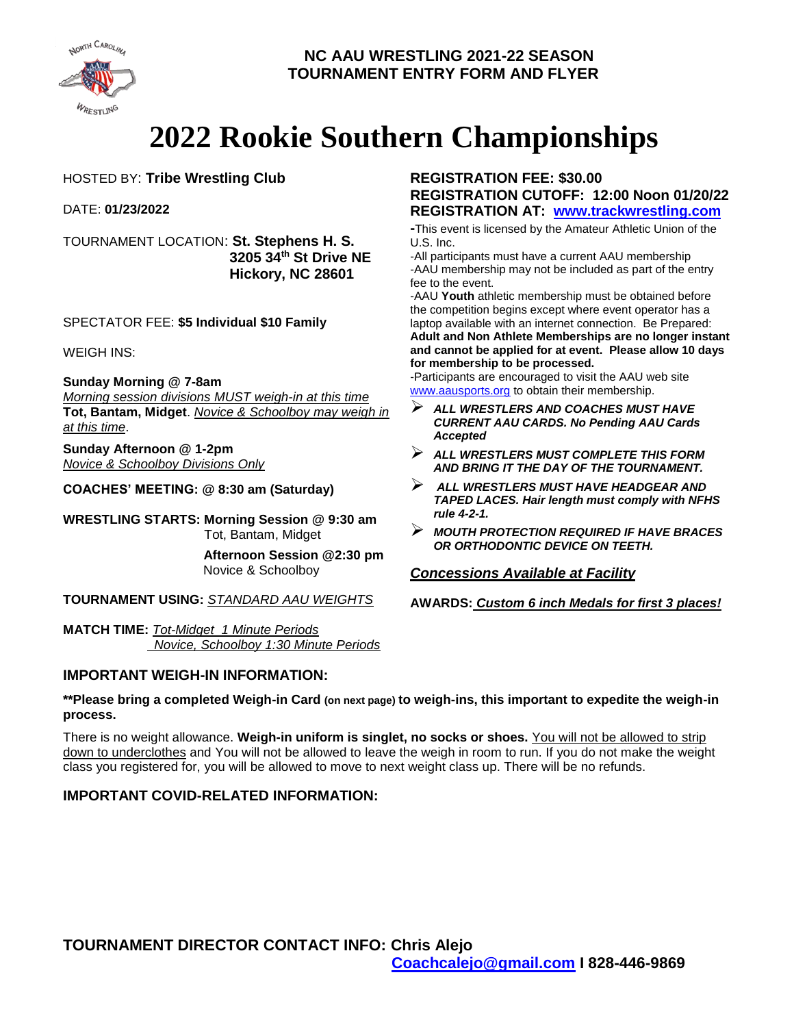**NC AAU WRESTLING 2021-22 SEASON**
**TOURNAMENT ENTRY FORM AND FLYER**

# 2022 Rookie Southern Championships

HOSTED BY: **Tribe Wrestling Club**

DATE: **01/23/2022**

TOURNAMENT LOCATION: **St. Stephens H. S.**
**3205 34th St Drive NE**
**Hickory, NC 28601**

SPECTATOR FEE: **$5 Individual $10 Family**

WEIGH INS:

**Sunday Morning @ 7-8am**
*Morning session divisions MUST weigh-in at this time*
**Tot, Bantam, Midget**. *Novice & Schoolboy may weigh in at this time*.

**Sunday Afternoon @ 1-2pm**
*Novice & Schoolboy Divisions Only*

**COACHES' MEETING: @ 8:30 am (Saturday)**

**WRESTLING STARTS: Morning Session @ 9:30 am**
Tot, Bantam, Midget

**Afternoon Session @2:30 pm**
Novice & Schoolboy

**TOURNAMENT USING:** *STANDARD AAU WEIGHTS*

**MATCH TIME:** *Tot-Midget 1 Minute Periods*
*Novice, Schoolboy 1:30 Minute Periods*

**REGISTRATION FEE: $30.00**
**REGISTRATION CUTOFF: 12:00 Noon 01/20/22**
**REGISTRATION AT: www.trackwrestling.com**

-This event is licensed by the Amateur Athletic Union of the U.S. Inc.
-All participants must have a current AAU membership
-AAU membership may not be included as part of the entry fee to the event.
-AAU **Youth** athletic membership must be obtained before the competition begins except where event operator has a laptop available with an internet connection. Be Prepared: **Adult and Non Athlete Memberships are no longer instant and cannot be applied for at event. Please allow 10 days for membership to be processed.**
-Participants are encouraged to visit the AAU web site www.aausports.org to obtain their membership.

- ***ALL WRESTLERS AND COACHES MUST HAVE CURRENT AAU CARDS. No Pending AAU Cards Accepted***
- ***ALL WRESTLERS MUST COMPLETE THIS FORM AND BRING IT THE DAY OF THE TOURNAMENT.***
- ***ALL WRESTLERS MUST HAVE HEADGEAR AND TAPED LACES. Hair length must comply with NFHS rule 4-2-1.***
- ***MOUTH PROTECTION REQUIRED IF HAVE BRACES OR ORTHODONTIC DEVICE ON TEETH.***

***Concessions Available at Facility***

**AWARDS:** ***Custom 6 inch Medals for first 3 places!***

### IMPORTANT WEIGH-IN INFORMATION:

**\*\*Please bring a completed Weigh-in Card (on next page) to weigh-ins, this important to expedite the weigh-in process.**

There is no weight allowance. **Weigh-in uniform is singlet, no socks or shoes.** You will not be allowed to strip down to underclothes and You will not be allowed to leave the weigh in room to run. If you do not make the weight class you registered for, you will be allowed to move to next weight class up. There will be no refunds.

### IMPORTANT COVID-RELATED INFORMATION:

**TOURNAMENT DIRECTOR CONTACT INFO: Chris Alejo**
**Coachcalejo@gmail.com I 828-446-9869**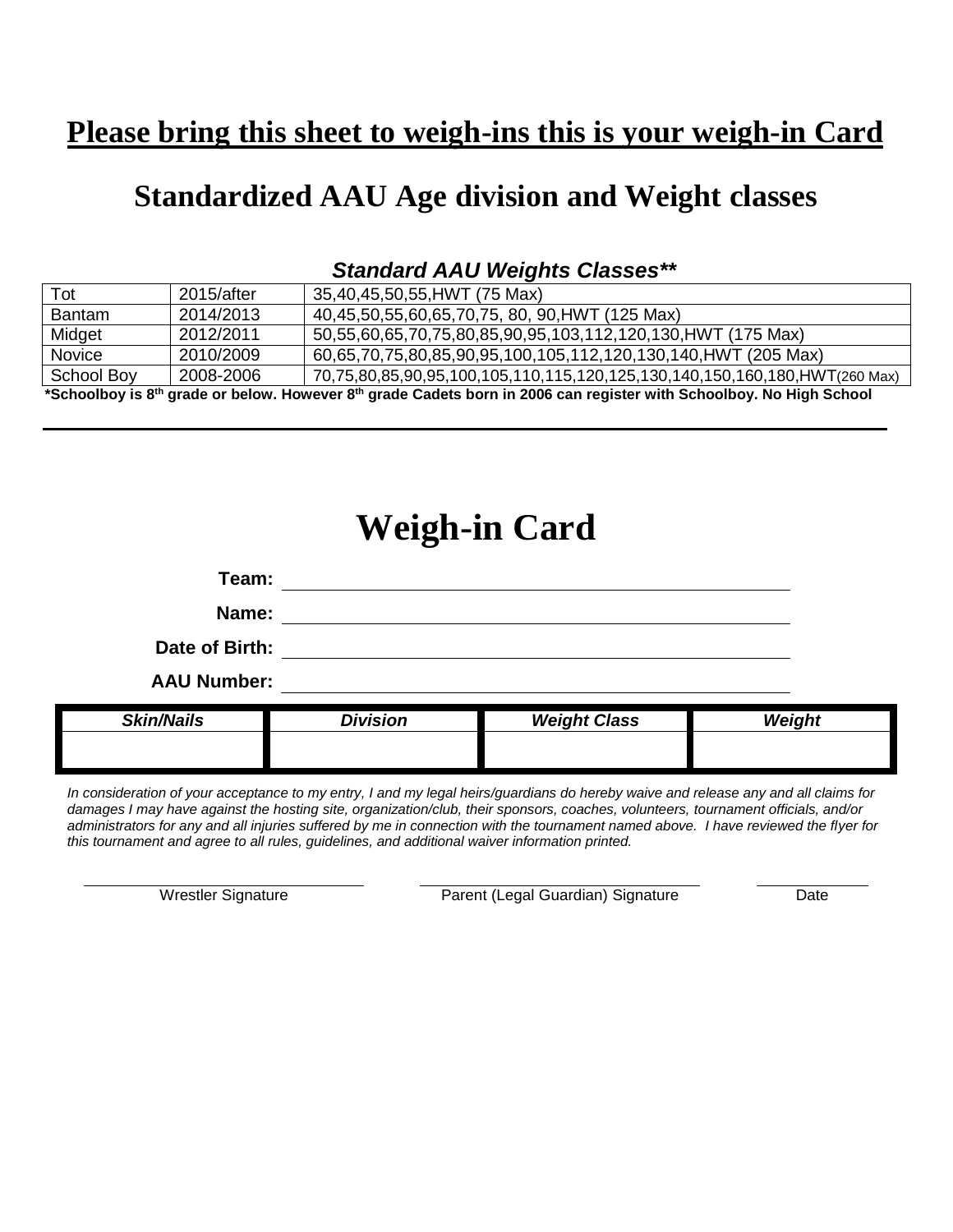# Please bring this sheet to weigh-ins this is your weigh-in Card

## Standardized AAU Age division and Weight classes

***Standard AAU Weights Classes\*\****

| | | |
|---|---|---|
| Tot | 2015/after | 35,40,45,50,55,HWT (75 Max) |
| Bantam | 2014/2013 | 40,45,50,55,60,65,70,75, 80, 90,HWT (125 Max) |
| Midget | 2012/2011 | 50,55,60,65,70,75,80,85,90,95,103,112,120,130,HWT (175 Max) |
| Novice | 2010/2009 | 60,65,70,75,80,85,90,95,100,105,112,120,130,140,HWT (205 Max) |
| School Boy | 2008-2006 | 70,75,80,85,90,95,100,105,110,115,120,125,130,140,150,160,180,HWT(260 Max) |

**\*Schoolboy is 8th grade or below. However 8th grade Cadets born in 2006 can register with Schoolboy. No High School**

---

# Weigh-in Card

**Team:** ______________________________

**Name:** ______________________________

**Date of Birth:** ______________________________

**AAU Number:** ______________________________

| ***Skin/Nails*** | ***Division*** | ***Weight Class*** | ***Weight*** |
|---|---|---|---|
| | | | |

*In consideration of your acceptance to my entry, I and my legal heirs/guardians do hereby waive and release any and all claims for damages I may have against the hosting site, organization/club, their sponsors, coaches, volunteers, tournament officials, and/or administrators for any and all injuries suffered by me in connection with the tournament named above. I have reviewed the flyer for this tournament and agree to all rules, guidelines, and additional waiver information printed.*

______________________________ Wrestler Signature

______________________________ Parent (Legal Guardian) Signature

______________ Date